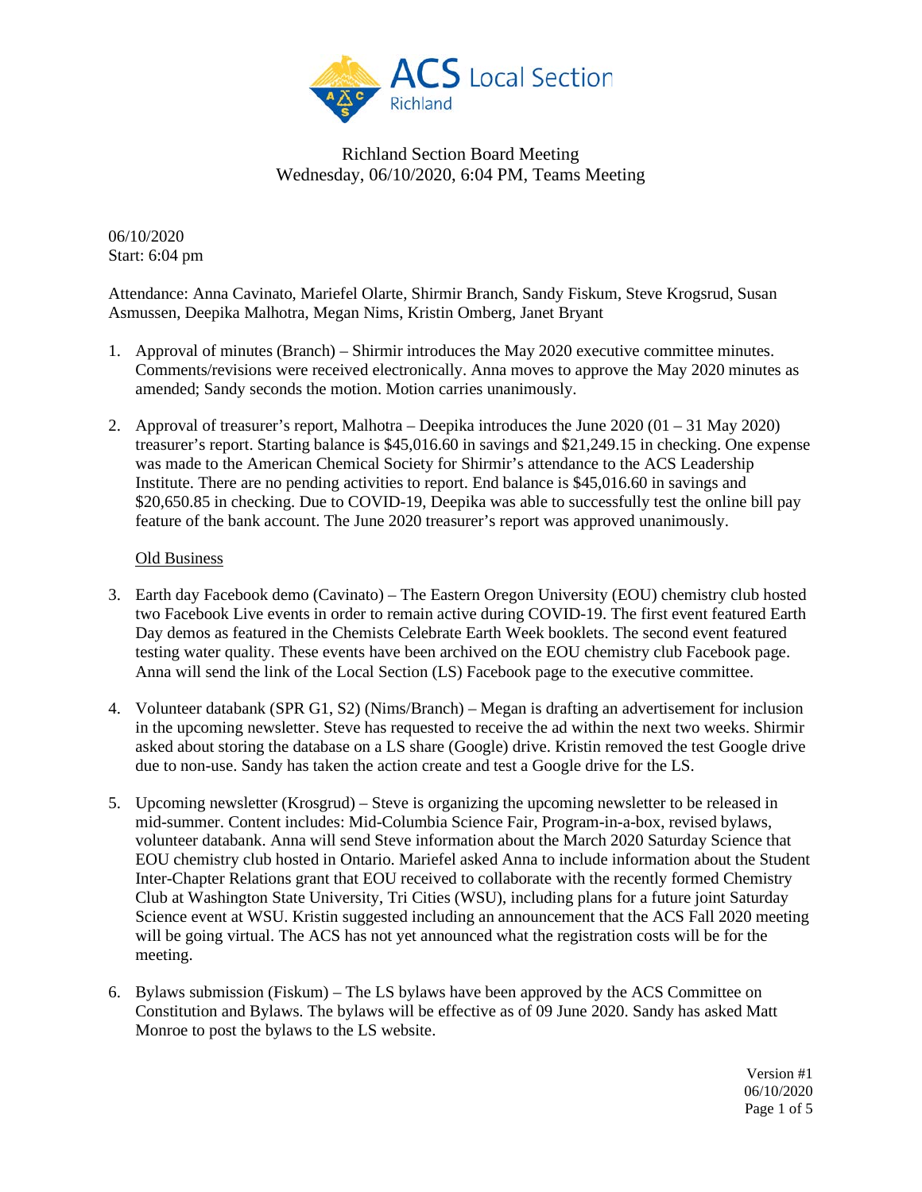Richland Section Board Meeting
Wednesday, 06/10/2020, 6:04 PM, Teams Meeting

06/10/2020
Start: 6:04 pm

Attendance: Anna Cavinato, Mariefel Olarte, Shirmir Branch, Sandy Fiskum, Steve Krogsrud, Susan Asmussen, Deepika Malhotra, Megan Nims, Kristin Omberg, Janet Bryant

1. Approval of minutes (Branch) – Shirmir introduces the May 2020 executive committee minutes. Comments/revisions were received electronically. Anna moves to approve the May 2020 minutes as amended; Sandy seconds the motion. Motion carries unanimously.

2. Approval of treasurer's report, Malhotra – Deepika introduces the June 2020 (01 – 31 May 2020) treasurer's report. Starting balance is $45,016.60 in savings and $21,249.15 in checking. One expense was made to the American Chemical Society for Shirmir's attendance to the ACS Leadership Institute. There are no pending activities to report. End balance is $45,016.60 in savings and $20,650.85 in checking. Due to COVID-19, Deepika was able to successfully test the online bill pay feature of the bank account. The June 2020 treasurer's report was approved unanimously.

<u>Old Business</u>

3. Earth day Facebook demo (Cavinato) – The Eastern Oregon University (EOU) chemistry club hosted two Facebook Live events in order to remain active during COVID-19. The first event featured Earth Day demos as featured in the Chemists Celebrate Earth Week booklets. The second event featured testing water quality. These events have been archived on the EOU chemistry club Facebook page. Anna will send the link of the Local Section (LS) Facebook page to the executive committee.

4. Volunteer databank (SPR G1, S2) (Nims/Branch) – Megan is drafting an advertisement for inclusion in the upcoming newsletter. Steve has requested to receive the ad within the next two weeks. Shirmir asked about storing the database on a LS share (Google) drive. Kristin removed the test Google drive due to non-use. Sandy has taken the action create and test a Google drive for the LS.

5. Upcoming newsletter (Krosgrud) – Steve is organizing the upcoming newsletter to be released in mid-summer. Content includes: Mid-Columbia Science Fair, Program-in-a-box, revised bylaws, volunteer databank. Anna will send Steve information about the March 2020 Saturday Science that EOU chemistry club hosted in Ontario. Mariefel asked Anna to include information about the Student Inter-Chapter Relations grant that EOU received to collaborate with the recently formed Chemistry Club at Washington State University, Tri Cities (WSU), including plans for a future joint Saturday Science event at WSU. Kristin suggested including an announcement that the ACS Fall 2020 meeting will be going virtual. The ACS has not yet announced what the registration costs will be for the meeting.

6. Bylaws submission (Fiskum) – The LS bylaws have been approved by the ACS Committee on Constitution and Bylaws. The bylaws will be effective as of 09 June 2020. Sandy has asked Matt Monroe to post the bylaws to the LS website.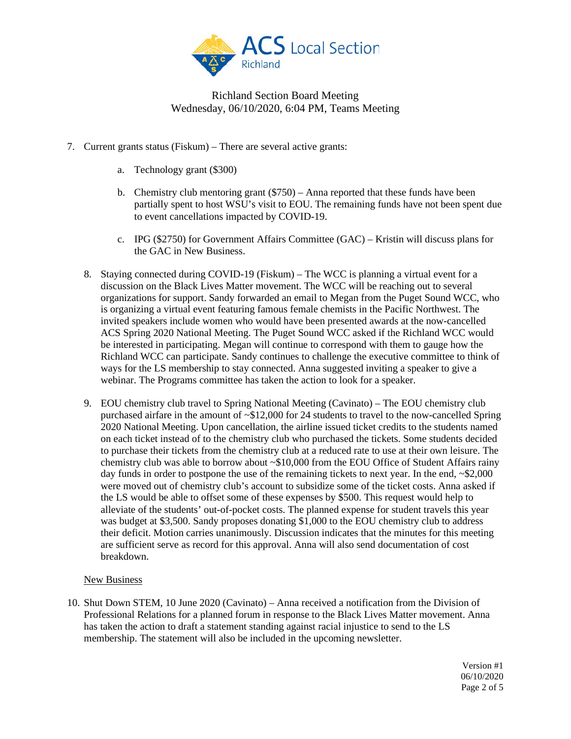Richland Section Board Meeting
Wednesday, 06/10/2020, 6:04 PM, Teams Meeting

7. Current grants status (Fiskum) – There are several active grants:

    a. Technology grant ($300)

    b. Chemistry club mentoring grant ($750) – Anna reported that these funds have been partially spent to host WSU's visit to EOU. The remaining funds have not been spent due to event cancellations impacted by COVID-19.

    c. IPG ($2750) for Government Affairs Committee (GAC) – Kristin will discuss plans for the GAC in New Business.

8. Staying connected during COVID-19 (Fiskum) – The WCC is planning a virtual event for a discussion on the Black Lives Matter movement. The WCC will be reaching out to several organizations for support. Sandy forwarded an email to Megan from the Puget Sound WCC, who is organizing a virtual event featuring famous female chemists in the Pacific Northwest. The invited speakers include women who would have been presented awards at the now-cancelled ACS Spring 2020 National Meeting. The Puget Sound WCC asked if the Richland WCC would be interested in participating. Megan will continue to correspond with them to gauge how the Richland WCC can participate. Sandy continues to challenge the executive committee to think of ways for the LS membership to stay connected. Anna suggested inviting a speaker to give a webinar. The Programs committee has taken the action to look for a speaker.

9. EOU chemistry club travel to Spring National Meeting (Cavinato) – The EOU chemistry club purchased airfare in the amount of ~$12,000 for 24 students to travel to the now-cancelled Spring 2020 National Meeting. Upon cancellation, the airline issued ticket credits to the students named on each ticket instead of to the chemistry club who purchased the tickets. Some students decided to purchase their tickets from the chemistry club at a reduced rate to use at their own leisure. The chemistry club was able to borrow about ~$10,000 from the EOU Office of Student Affairs rainy day funds in order to postpone the use of the remaining tickets to next year. In the end, ~$2,000 were moved out of chemistry club's account to subsidize some of the ticket costs. Anna asked if the LS would be able to offset some of these expenses by $500. This request would help to alleviate of the students' out-of-pocket costs. The planned expense for student travels this year was budget at $3,500. Sandy proposes donating $1,000 to the EOU chemistry club to address their deficit. Motion carries unanimously. Discussion indicates that the minutes for this meeting are sufficient serve as record for this approval. Anna will also send documentation of cost breakdown.

New Business

10. Shut Down STEM, 10 June 2020 (Cavinato) – Anna received a notification from the Division of Professional Relations for a planned forum in response to the Black Lives Matter movement. Anna has taken the action to draft a statement standing against racial injustice to send to the LS membership. The statement will also be included in the upcoming newsletter.

Version #1
06/10/2020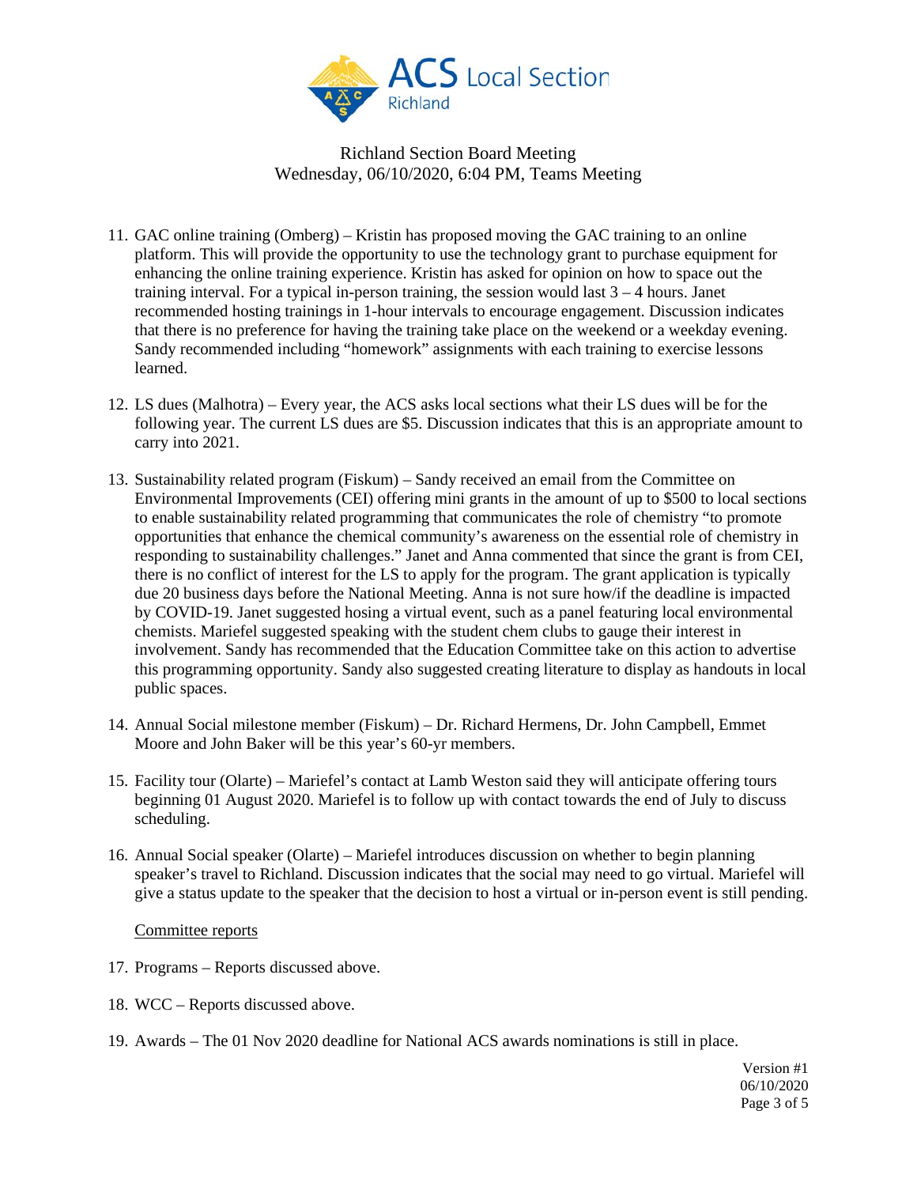Richland Section Board Meeting
Wednesday, 06/10/2020, 6:04 PM, Teams Meeting

11. GAC online training (Omberg) – Kristin has proposed moving the GAC training to an online platform. This will provide the opportunity to use the technology grant to purchase equipment for enhancing the online training experience. Kristin has asked for opinion on how to space out the training interval. For a typical in-person training, the session would last 3 – 4 hours. Janet recommended hosting trainings in 1-hour intervals to encourage engagement. Discussion indicates that there is no preference for having the training take place on the weekend or a weekday evening. Sandy recommended including "homework" assignments with each training to exercise lessons learned.

12. LS dues (Malhotra) – Every year, the ACS asks local sections what their LS dues will be for the following year. The current LS dues are $5. Discussion indicates that this is an appropriate amount to carry into 2021.

13. Sustainability related program (Fiskum) – Sandy received an email from the Committee on Environmental Improvements (CEI) offering mini grants in the amount of up to $500 to local sections to enable sustainability related programming that communicates the role of chemistry "to promote opportunities that enhance the chemical community's awareness on the essential role of chemistry in responding to sustainability challenges." Janet and Anna commented that since the grant is from CEI, there is no conflict of interest for the LS to apply for the program. The grant application is typically due 20 business days before the National Meeting. Anna is not sure how/if the deadline is impacted by COVID-19. Janet suggested hosing a virtual event, such as a panel featuring local environmental chemists. Mariefel suggested speaking with the student chem clubs to gauge their interest in involvement. Sandy has recommended that the Education Committee take on this action to advertise this programming opportunity. Sandy also suggested creating literature to display as handouts in local public spaces.

14. Annual Social milestone member (Fiskum) – Dr. Richard Hermens, Dr. John Campbell, Emmet Moore and John Baker will be this year's 60-yr members.

15. Facility tour (Olarte) – Mariefel's contact at Lamb Weston said they will anticipate offering tours beginning 01 August 2020. Mariefel is to follow up with contact towards the end of July to discuss scheduling.

16. Annual Social speaker (Olarte) – Mariefel introduces discussion on whether to begin planning speaker's travel to Richland. Discussion indicates that the social may need to go virtual. Mariefel will give a status update to the speaker that the decision to host a virtual or in-person event is still pending.

Committee reports

17. Programs – Reports discussed above.

18. WCC – Reports discussed above.

19. Awards – The 01 Nov 2020 deadline for National ACS awards nominations is still in place.

Version #1
06/10/2020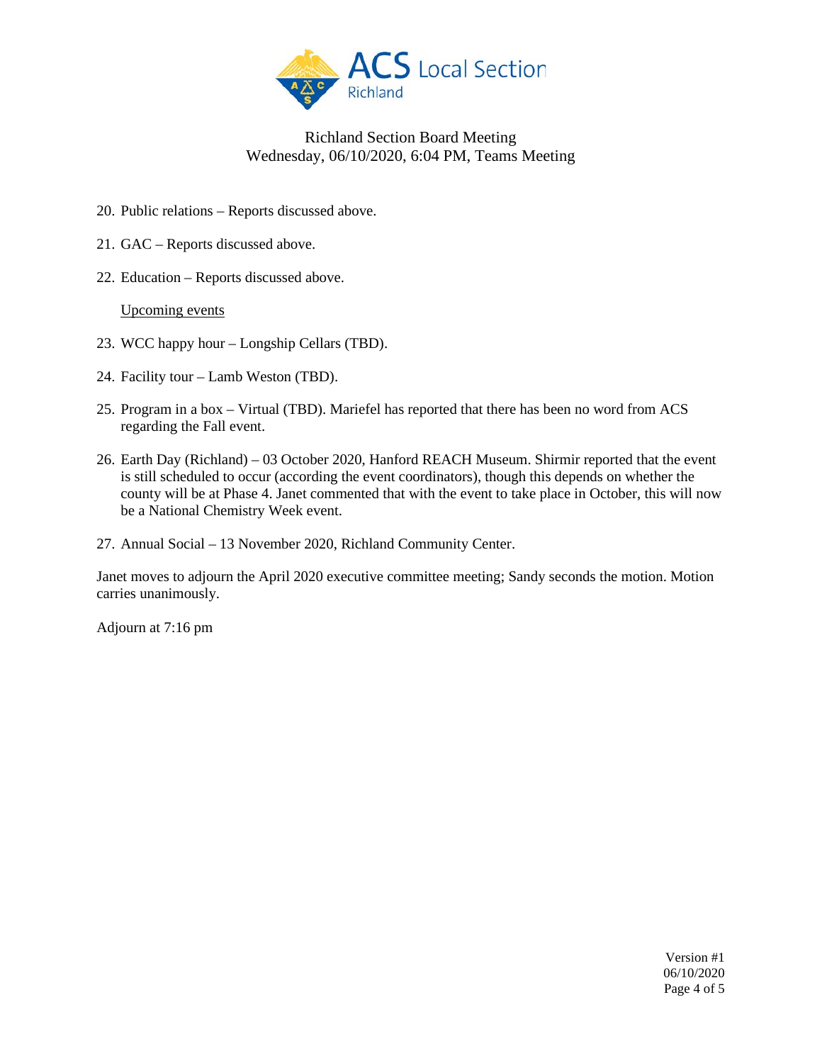20. Public relations – Reports discussed above.

21. GAC – Reports discussed above.

22. Education – Reports discussed above.

<u>Upcoming events</u>

23. WCC happy hour – Longship Cellars (TBD).

24. Facility tour – Lamb Weston (TBD).

25. Program in a box – Virtual (TBD). Mariefel has reported that there has been no word from ACS regarding the Fall event.

26. Earth Day (Richland) – 03 October 2020, Hanford REACH Museum. Shirmir reported that the event is still scheduled to occur (according the event coordinators), though this depends on whether the county will be at Phase 4. Janet commented that with the event to take place in October, this will now be a National Chemistry Week event.

27. Annual Social – 13 November 2020, Richland Community Center.

Janet moves to adjourn the April 2020 executive committee meeting; Sandy seconds the motion. Motion carries unanimously.

Adjourn at 7:16 pm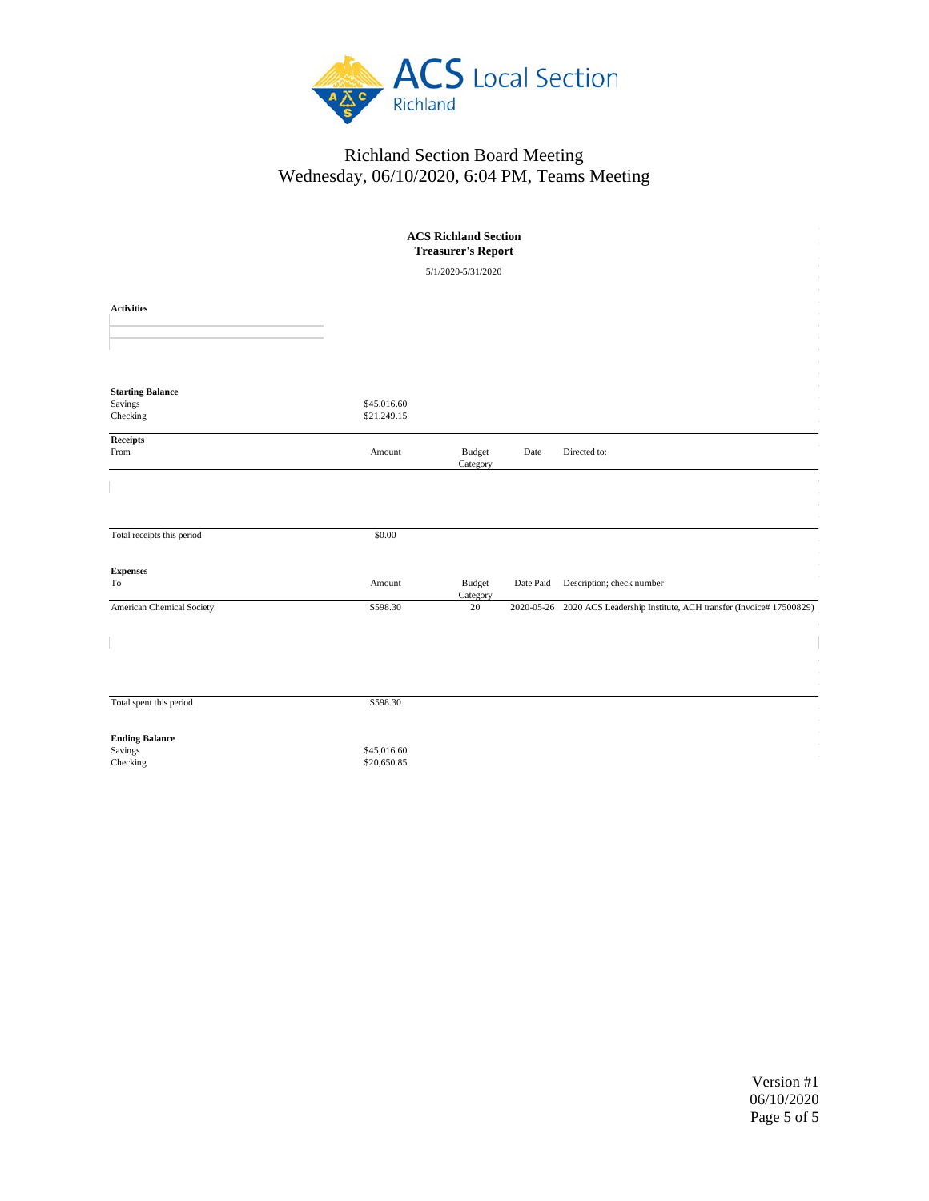# Richland Section Board Meeting

Wednesday, 06/10/2020, 6:04 PM, Teams Meeting

## ACS Richland Section
## Treasurer's Report

5/1/2020-5/31/2020

**Activities**

**Starting Balance**

| | |
|---|---|
| Savings | $45,016.60 |
| Checking | $21,249.15 |

**Receipts**

| From | Amount | Budget Category | Date | Directed to: |
|---|---|---|---|---|
| Total receipts this period | $0.00 | | | |

**Expenses**

| To | Amount | Budget Category | Date Paid | Description; check number |
|---|---|---|---|---|
| American Chemical Society | $598.30 | 20 | 2020-05-26 | 2020 ACS Leadership Institute, ACH transfer (Invoice# 17500829) |
| Total spent this period | $598.30 | | | |

**Ending Balance**

| | |
|---|---|
| Savings | $45,016.60 |
| Checking | $20,650.85 |

Version #1
06/10/2020